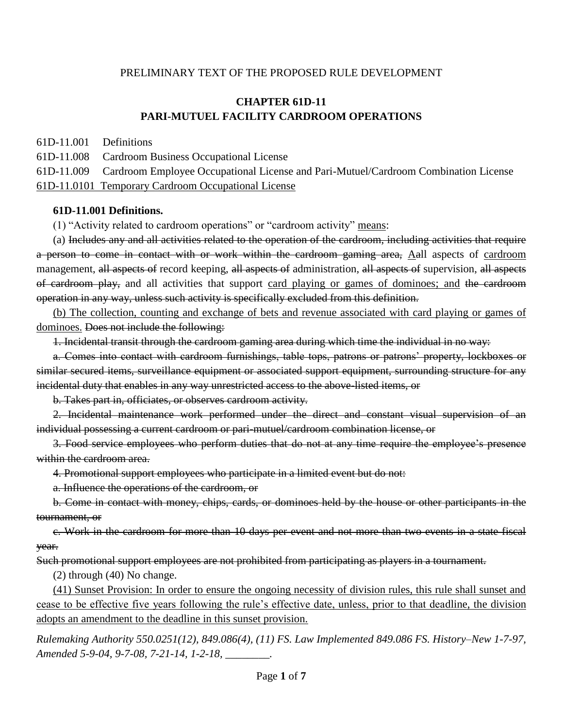PRELIMINARY TEXT OF THE PROPOSED RULE DEVELOPMENT

# CHAPTER 61D-11
# PARI-MUTUEL FACILITY CARDROOM OPERATIONS

61D-11.001 Definitions

61D-11.008 Cardroom Business Occupational License

61D-11.009 Cardroom Employee Occupational License and Pari-Mutuel/Cardroom Combination License

<u>61D-11.0101 Temporary Cardroom Occupational License</u>

**61D-11.001 Definitions.**

(1) "Activity related to cardroom operations" or "cardroom activity" <u>means</u>:

(a) ~~Includes any and all activities related to the operation of the cardroom, including activities that require a person to come in contact with or work within the cardroom gaming area,~~ <u>A</u>~~a~~ll aspects of <u>cardroom</u> management, ~~all aspects of~~ record keeping, ~~all aspects of~~ administration, ~~all aspects of~~ supervision, ~~all aspects of cardroom play,~~ and all activities that support <u>card playing or games of dominoes; and</u> ~~the cardroom operation in any way, unless such activity is specifically excluded from this definition.~~

<u>(b) The collection, counting and exchange of bets and revenue associated with card playing or games of dominoes.</u> ~~Does not include the following:~~

~~1. Incidental transit through the cardroom gaming area during which time the individual in no way:~~

~~a. Comes into contact with cardroom furnishings, table tops, patrons or patrons' property, lockboxes or similar secured items, surveillance equipment or associated support equipment, surrounding structure for any incidental duty that enables in any way unrestricted access to the above-listed items, or~~

~~b. Takes part in, officiates, or observes cardroom activity.~~

~~2. Incidental maintenance work performed under the direct and constant visual supervision of an individual possessing a current cardroom or pari-mutuel/cardroom combination license, or~~

~~3. Food service employees who perform duties that do not at any time require the employee's presence within the cardroom area.~~

~~4. Promotional support employees who participate in a limited event but do not:~~

~~a. Influence the operations of the cardroom, or~~

~~b. Come in contact with money, chips, cards, or dominoes held by the house or other participants in the tournament, or~~

~~c. Work in the cardroom for more than 10 days per event and not more than two events in a state fiscal year.~~

~~Such promotional support employees are not prohibited from participating as players in a tournament.~~

(2) through (40) No change.

<u>(41) Sunset Provision: In order to ensure the ongoing necessity of division rules, this rule shall sunset and cease to be effective five years following the rule's effective date, unless, prior to that deadline, the division adopts an amendment to the deadline in this sunset provision.</u>

*Rulemaking Authority 550.0251(12), 849.086(4), (11) FS. Law Implemented 849.086 FS. History–New 1-7-97, Amended 5-9-04, 9-7-08, 7-21-14, 1-2-18, ________.*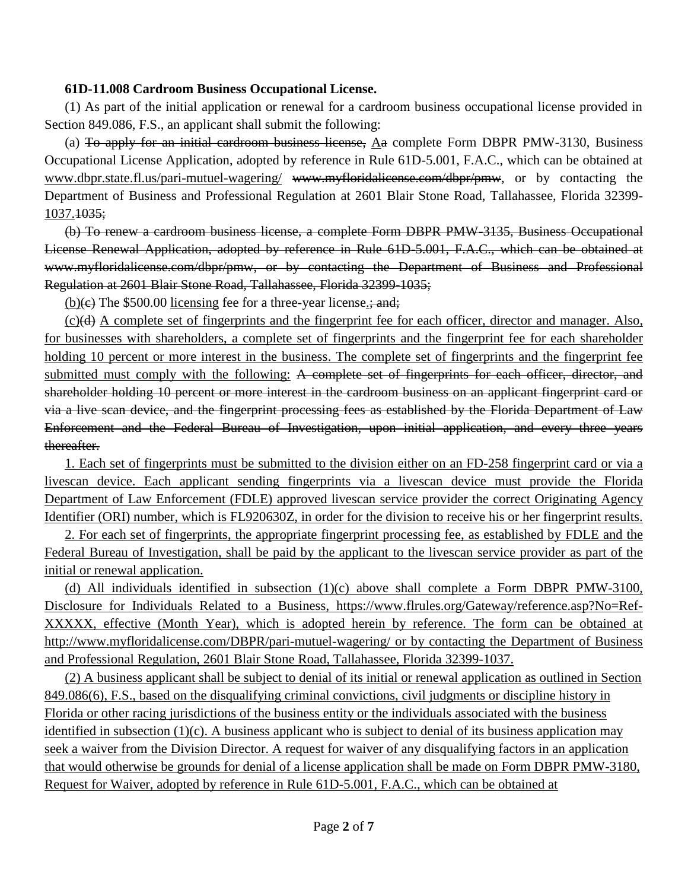**61D-11.008 Cardroom Business Occupational License.**

(1) As part of the initial application or renewal for a cardroom business occupational license provided in Section 849.086, F.S., an applicant shall submit the following:

(a) ~~To apply for an initial cardroom business license,~~ <u>A</u>~~a~~ complete Form DBPR PMW-3130, Business Occupational License Application, adopted by reference in Rule 61D-5.001, F.A.C., which can be obtained at <u>www.dbpr.state.fl.us/pari-mutuel-wagering/</u> ~~www.myfloridalicense.com/dbpr/pmw~~, or by contacting the Department of Business and Professional Regulation at 2601 Blair Stone Road, Tallahassee, Florida 32399-<u>1037.</u>~~1035;~~

~~(b) To renew a cardroom business license, a complete Form DBPR PMW-3135, Business Occupational License Renewal Application, adopted by reference in Rule 61D-5.001, F.A.C., which can be obtained at www.myfloridalicense.com/dbpr/pmw, or by contacting the Department of Business and Professional Regulation at 2601 Blair Stone Road, Tallahassee, Florida 32399-1035;~~

<u>(b)</u>~~(c)~~ The $500.00 <u>licensing</u> fee for a three-year license<u>.</u>~~; and;~~

<u>(c)</u>~~(d)~~ <u>A complete set of fingerprints and the fingerprint fee for each officer, director and manager. Also, for businesses with shareholders, a complete set of fingerprints and the fingerprint fee for each shareholder holding 10 percent or more interest in the business. The complete set of fingerprints and the fingerprint fee submitted must comply with the following:</u> ~~A complete set of fingerprints for each officer, director, and shareholder holding 10 percent or more interest in the cardroom business on an applicant fingerprint card or via a live scan device, and the fingerprint processing fees as established by the Florida Department of Law Enforcement and the Federal Bureau of Investigation, upon initial application, and every three years thereafter.~~

<u>1. Each set of fingerprints must be submitted to the division either on an FD-258 fingerprint card or via a livescan device. Each applicant sending fingerprints via a livescan device must provide the Florida Department of Law Enforcement (FDLE) approved livescan service provider the correct Originating Agency Identifier (ORI) number, which is FL920630Z, in order for the division to receive his or her fingerprint results.</u>

<u>2. For each set of fingerprints, the appropriate fingerprint processing fee, as established by FDLE and the Federal Bureau of Investigation, shall be paid by the applicant to the livescan service provider as part of the initial or renewal application.</u>

<u>(d) All individuals identified in subsection (1)(c) above shall complete a Form DBPR PMW-3100, Disclosure for Individuals Related to a Business, https://www.flrules.org/Gateway/reference.asp?No=Ref-XXXXX, effective (Month Year), which is adopted herein by reference. The form can be obtained at http://www.myfloridalicense.com/DBPR/pari-mutuel-wagering/ or by contacting the Department of Business and Professional Regulation, 2601 Blair Stone Road, Tallahassee, Florida 32399-1037.</u>

<u>(2) A business applicant shall be subject to denial of its initial or renewal application as outlined in Section 849.086(6), F.S., based on the disqualifying criminal convictions, civil judgments or discipline history in Florida or other racing jurisdictions of the business entity or the individuals associated with the business identified in subsection (1)(c). A business applicant who is subject to denial of its business application may seek a waiver from the Division Director. A request for waiver of any disqualifying factors in an application that would otherwise be grounds for denial of a license application shall be made on Form DBPR PMW-3180, Request for Waiver, adopted by reference in Rule 61D-5.001, F.A.C., which can be obtained at</u>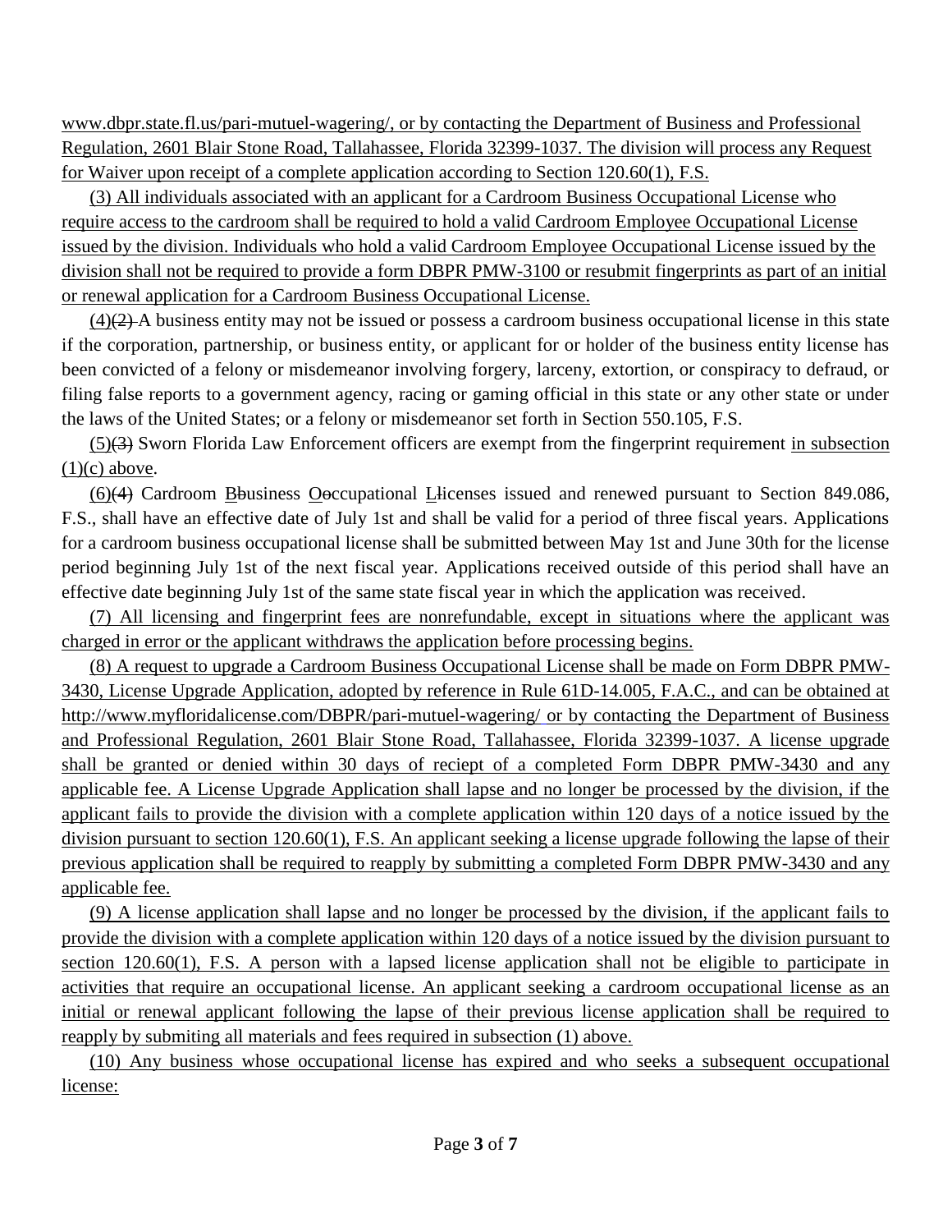www.dbpr.state.fl.us/pari-mutuel-wagering/, or by contacting the Department of Business and Professional Regulation, 2601 Blair Stone Road, Tallahassee, Florida 32399-1037. The division will process any Request for Waiver upon receipt of a complete application according to Section 120.60(1), F.S.

(3) All individuals associated with an applicant for a Cardroom Business Occupational License who require access to the cardroom shall be required to hold a valid Cardroom Employee Occupational License issued by the division. Individuals who hold a valid Cardroom Employee Occupational License issued by the division shall not be required to provide a form DBPR PMW-3100 or resubmit fingerprints as part of an initial or renewal application for a Cardroom Business Occupational License.

(4)~~(2)~~ A business entity may not be issued or possess a cardroom business occupational license in this state if the corporation, partnership, or business entity, or applicant for or holder of the business entity license has been convicted of a felony or misdemeanor involving forgery, larceny, extortion, or conspiracy to defraud, or filing false reports to a government agency, racing or gaming official in this state or any other state or under the laws of the United States; or a felony or misdemeanor set forth in Section 550.105, F.S.

(5)~~(3)~~ Sworn Florida Law Enforcement officers are exempt from the fingerprint requirement in subsection (1)(c) above.

(6)~~(4)~~ Cardroom B~~b~~usiness O~~o~~ccupational L~~l~~icenses issued and renewed pursuant to Section 849.086, F.S., shall have an effective date of July 1st and shall be valid for a period of three fiscal years. Applications for a cardroom business occupational license shall be submitted between May 1st and June 30th for the license period beginning July 1st of the next fiscal year. Applications received outside of this period shall have an effective date beginning July 1st of the same state fiscal year in which the application was received.

(7) All licensing and fingerprint fees are nonrefundable, except in situations where the applicant was charged in error or the applicant withdraws the application before processing begins.

(8) A request to upgrade a Cardroom Business Occupational License shall be made on Form DBPR PMW-3430, License Upgrade Application, adopted by reference in Rule 61D-14.005, F.A.C., and can be obtained at http://www.myfloridalicense.com/DBPR/pari-mutuel-wagering/ or by contacting the Department of Business and Professional Regulation, 2601 Blair Stone Road, Tallahassee, Florida 32399-1037. A license upgrade shall be granted or denied within 30 days of reciept of a completed Form DBPR PMW-3430 and any applicable fee. A License Upgrade Application shall lapse and no longer be processed by the division, if the applicant fails to provide the division with a complete application within 120 days of a notice issued by the division pursuant to section 120.60(1), F.S. An applicant seeking a license upgrade following the lapse of their previous application shall be required to reapply by submitting a completed Form DBPR PMW-3430 and any applicable fee.

(9) A license application shall lapse and no longer be processed by the division, if the applicant fails to provide the division with a complete application within 120 days of a notice issued by the division pursuant to section 120.60(1), F.S. A person with a lapsed license application shall not be eligible to participate in activities that require an occupational license. An applicant seeking a cardroom occupational license as an initial or renewal applicant following the lapse of their previous license application shall be required to reapply by submiting all materials and fees required in subsection (1) above.

(10) Any business whose occupational license has expired and who seeks a subsequent occupational license: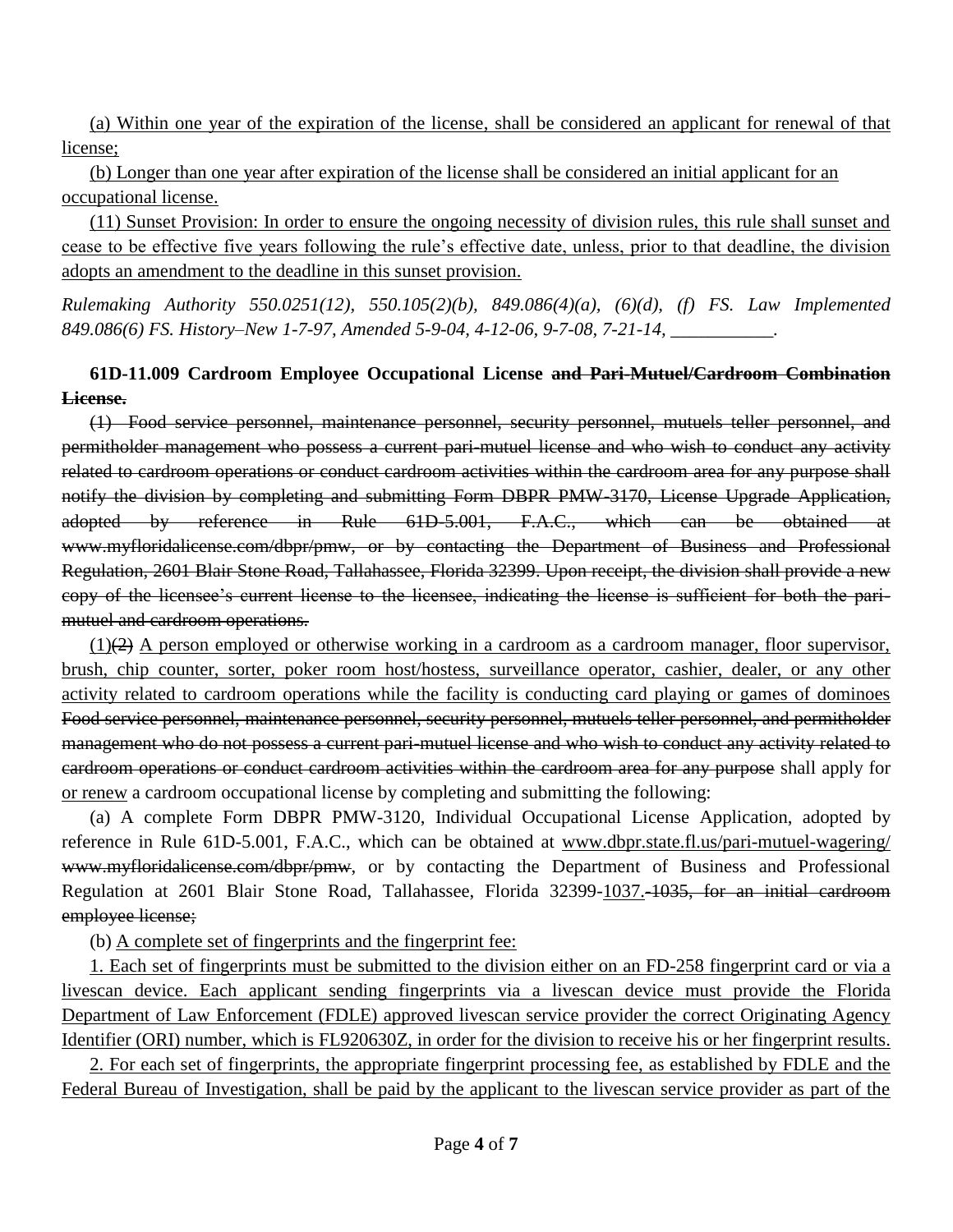(a) Within one year of the expiration of the license, shall be considered an applicant for renewal of that license;

(b) Longer than one year after expiration of the license shall be considered an initial applicant for an occupational license.

(11) Sunset Provision: In order to ensure the ongoing necessity of division rules, this rule shall sunset and cease to be effective five years following the rule's effective date, unless, prior to that deadline, the division adopts an amendment to the deadline in this sunset provision.

*Rulemaking Authority 550.0251(12), 550.105(2)(b), 849.086(4)(a), (6)(d), (f) FS. Law Implemented 849.086(6) FS. History–New 1-7-97, Amended 5-9-04, 4-12-06, 9-7-08, 7-21-14, ___________.*

**61D-11.009 Cardroom Employee Occupational License ~~and Pari-Mutuel/Cardroom Combination License.~~**

~~(1) Food service personnel, maintenance personnel, security personnel, mutuels teller personnel, and permitholder management who possess a current pari-mutuel license and who wish to conduct any activity related to cardroom operations or conduct cardroom activities within the cardroom area for any purpose shall notify the division by completing and submitting Form DBPR PMW-3170, License Upgrade Application, adopted by reference in Rule 61D-5.001, F.A.C., which can be obtained at www.myfloridalicense.com/dbpr/pmw, or by contacting the Department of Business and Professional Regulation, 2601 Blair Stone Road, Tallahassee, Florida 32399. Upon receipt, the division shall provide a new copy of the licensee's current license to the licensee, indicating the license is sufficient for both the pari-mutuel and cardroom operations.~~

(1)~~(2)~~ A person employed or otherwise working in a cardroom as a cardroom manager, floor supervisor, brush, chip counter, sorter, poker room host/hostess, surveillance operator, cashier, dealer, or any other activity related to cardroom operations while the facility is conducting card playing or games of dominoes ~~Food service personnel, maintenance personnel, security personnel, mutuels teller personnel, and permitholder management who do not possess a current pari-mutuel license and who wish to conduct any activity related to cardroom operations or conduct cardroom activities within the cardroom area for any purpose~~ shall apply for or renew a cardroom occupational license by completing and submitting the following:

(a) A complete Form DBPR PMW-3120, Individual Occupational License Application, adopted by reference in Rule 61D-5.001, F.A.C., which can be obtained at www.dbpr.state.fl.us/pari-mutuel-wagering/ ~~www.myfloridalicense.com/dbpr/pmw~~, or by contacting the Department of Business and Professional Regulation at 2601 Blair Stone Road, Tallahassee, Florida 32399-1037.~~-1035, for an initial cardroom employee license;~~

(b) A complete set of fingerprints and the fingerprint fee:

1. Each set of fingerprints must be submitted to the division either on an FD-258 fingerprint card or via a livescan device. Each applicant sending fingerprints via a livescan device must provide the Florida Department of Law Enforcement (FDLE) approved livescan service provider the correct Originating Agency Identifier (ORI) number, which is FL920630Z, in order for the division to receive his or her fingerprint results.

2. For each set of fingerprints, the appropriate fingerprint processing fee, as established by FDLE and the Federal Bureau of Investigation, shall be paid by the applicant to the livescan service provider as part of the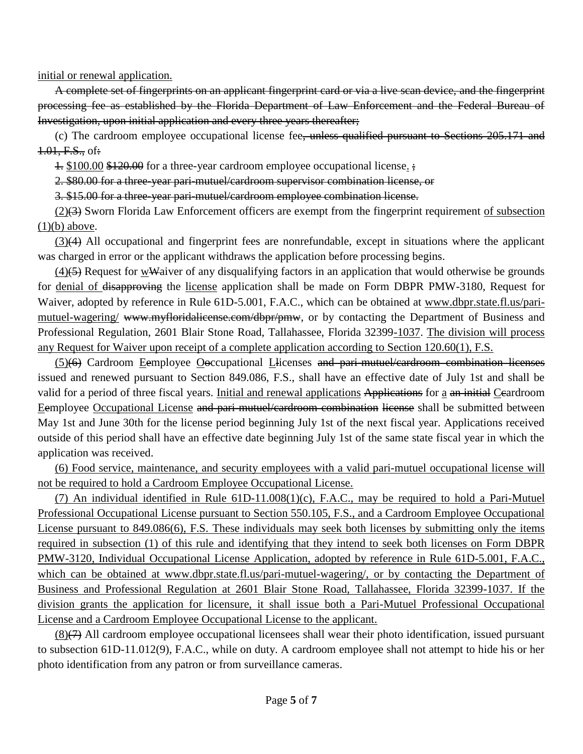initial or renewal application.

~~A complete set of fingerprints on an applicant fingerprint card or via a live scan device, and the fingerprint processing fee as established by the Florida Department of Law Enforcement and the Federal Bureau of Investigation, upon initial application and every three years thereafter;~~

(c) The cardroom employee occupational license fee~~, unless qualified pursuant to Sections 205.171 and 1.01, F.S.,~~ of~~:~~

~~1.~~ <u>$100.00</u> ~~$120.00~~ for a three-year cardroom employee occupational license<u>.</u> ~~;~~

~~2. $80.00 for a three-year pari-mutuel/cardroom supervisor combination license, or~~

~~3. $15.00 for a three-year pari-mutuel/cardroom employee combination license.~~

<u>(2)</u>~~(3)~~ Sworn Florida Law Enforcement officers are exempt from the fingerprint requirement <u>of subsection (1)(b) above</u>.

<u>(3)</u>~~(4)~~ All occupational and fingerprint fees are nonrefundable, except in situations where the applicant was charged in error or the applicant withdraws the application before processing begins.

<u>(4)</u>~~(5)~~ Request for <u>w</u>~~W~~aiver of any disqualifying factors in an application that would otherwise be grounds for <u>denial of</u> ~~disapproving~~ the <u>license</u> application shall be made on Form DBPR PMW-3180, Request for Waiver, adopted by reference in Rule 61D-5.001, F.A.C., which can be obtained at <u>www.dbpr.state.fl.us/pari-mutuel-wagering/</u> ~~www.myfloridalicense.com/dbpr/pmw~~, or by contacting the Department of Business and Professional Regulation, 2601 Blair Stone Road, Tallahassee, Florida 32399<u>-1037</u>. <u>The division will process any Request for Waiver upon receipt of a complete application according to Section 120.60(1), F.S.</u>

<u>(5)</u>~~(6)~~ Cardroom <u>E</u>~~e~~mployee <u>O</u>~~o~~ccupational <u>L</u>~~l~~icenses ~~and pari-mutuel/cardroom combination licenses~~ issued and renewed pursuant to Section 849.086, F.S., shall have an effective date of July 1st and shall be valid for a period of three fiscal years. <u>Initial and renewal applications</u> ~~Applications~~ for <u>a</u> ~~an initial~~ <u>C</u>~~c~~ardroom <u>E</u>~~e~~mployee <u>Occupational License</u> ~~and pari-mutuel/cardroom combination license~~ shall be submitted between May 1st and June 30th for the license period beginning July 1st of the next fiscal year. Applications received outside of this period shall have an effective date beginning July 1st of the same state fiscal year in which the application was received.

<u>(6) Food service, maintenance, and security employees with a valid pari-mutuel occupational license will not be required to hold a Cardroom Employee Occupational License.</u>

<u>(7) An individual identified in Rule 61D-11.008(1)(c), F.A.C., may be required to hold a Pari-Mutuel Professional Occupational License pursuant to Section 550.105, F.S., and a Cardroom Employee Occupational License pursuant to 849.086(6), F.S. These individuals may seek both licenses by submitting only the items required in subsection (1) of this rule and identifying that they intend to seek both licenses on Form DBPR PMW-3120, Individual Occupational License Application, adopted by reference in Rule 61D-5.001, F.A.C., which can be obtained at www.dbpr.state.fl.us/pari-mutuel-wagering/, or by contacting the Department of Business and Professional Regulation at 2601 Blair Stone Road, Tallahassee, Florida 32399-1037. If the division grants the application for licensure, it shall issue both a Pari-Mutuel Professional Occupational License and a Cardroom Employee Occupational License to the applicant.</u>

<u>(8)</u>~~(7)~~ All cardroom employee occupational licensees shall wear their photo identification, issued pursuant to subsection 61D-11.012(9), F.A.C., while on duty. A cardroom employee shall not attempt to hide his or her photo identification from any patron or from surveillance cameras.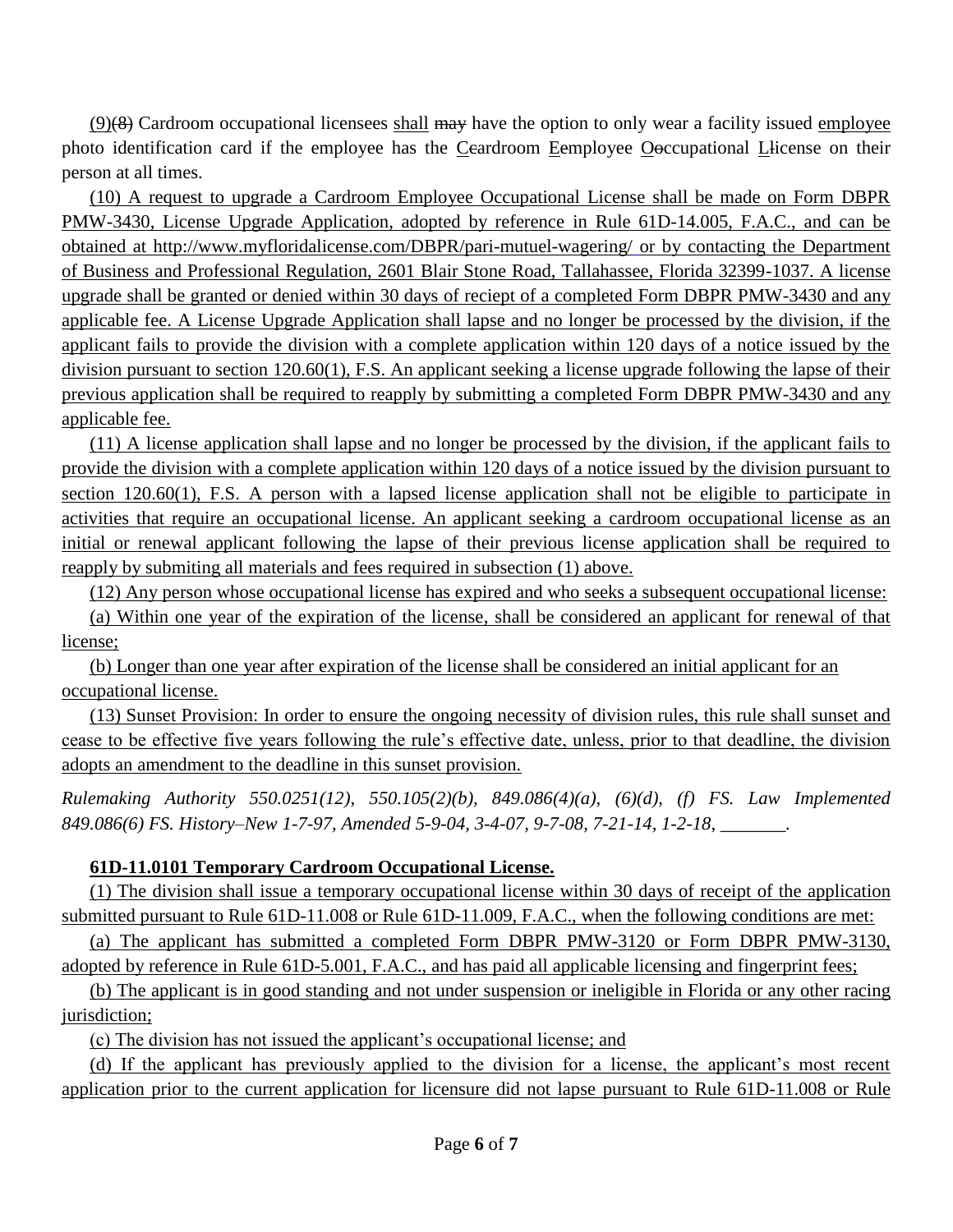(9)(8) Cardroom occupational licensees shall may have the option to only wear a facility issued employee photo identification card if the employee has the Ceardroom Eemployee Ooccupational Llicense on their person at all times.

(10) A request to upgrade a Cardroom Employee Occupational License shall be made on Form DBPR PMW-3430, License Upgrade Application, adopted by reference in Rule 61D-14.005, F.A.C., and can be obtained at http://www.myfloridalicense.com/DBPR/pari-mutuel-wagering/ or by contacting the Department of Business and Professional Regulation, 2601 Blair Stone Road, Tallahassee, Florida 32399-1037. A license upgrade shall be granted or denied within 30 days of reciept of a completed Form DBPR PMW-3430 and any applicable fee. A License Upgrade Application shall lapse and no longer be processed by the division, if the applicant fails to provide the division with a complete application within 120 days of a notice issued by the division pursuant to section 120.60(1), F.S. An applicant seeking a license upgrade following the lapse of their previous application shall be required to reapply by submitting a completed Form DBPR PMW-3430 and any applicable fee.

(11) A license application shall lapse and no longer be processed by the division, if the applicant fails to provide the division with a complete application within 120 days of a notice issued by the division pursuant to section 120.60(1), F.S. A person with a lapsed license application shall not be eligible to participate in activities that require an occupational license. An applicant seeking a cardroom occupational license as an initial or renewal applicant following the lapse of their previous license application shall be required to reapply by submiting all materials and fees required in subsection (1) above.

(12) Any person whose occupational license has expired and who seeks a subsequent occupational license:

(a) Within one year of the expiration of the license, shall be considered an applicant for renewal of that license;

(b) Longer than one year after expiration of the license shall be considered an initial applicant for an occupational license.

(13) Sunset Provision: In order to ensure the ongoing necessity of division rules, this rule shall sunset and cease to be effective five years following the rule's effective date, unless, prior to that deadline, the division adopts an amendment to the deadline in this sunset provision.

*Rulemaking Authority 550.0251(12), 550.105(2)(b), 849.086(4)(a), (6)(d), (f) FS. Law Implemented 849.086(6) FS. History–New 1-7-97, Amended 5-9-04, 3-4-07, 9-7-08, 7-21-14, 1-2-18, _______.*

**61D-11.0101 Temporary Cardroom Occupational License.**

(1) The division shall issue a temporary occupational license within 30 days of receipt of the application submitted pursuant to Rule 61D-11.008 or Rule 61D-11.009, F.A.C., when the following conditions are met:

(a) The applicant has submitted a completed Form DBPR PMW-3120 or Form DBPR PMW-3130, adopted by reference in Rule 61D-5.001, F.A.C., and has paid all applicable licensing and fingerprint fees;

(b) The applicant is in good standing and not under suspension or ineligible in Florida or any other racing jurisdiction;

(c) The division has not issued the applicant's occupational license; and

(d) If the applicant has previously applied to the division for a license, the applicant's most recent application prior to the current application for licensure did not lapse pursuant to Rule 61D-11.008 or Rule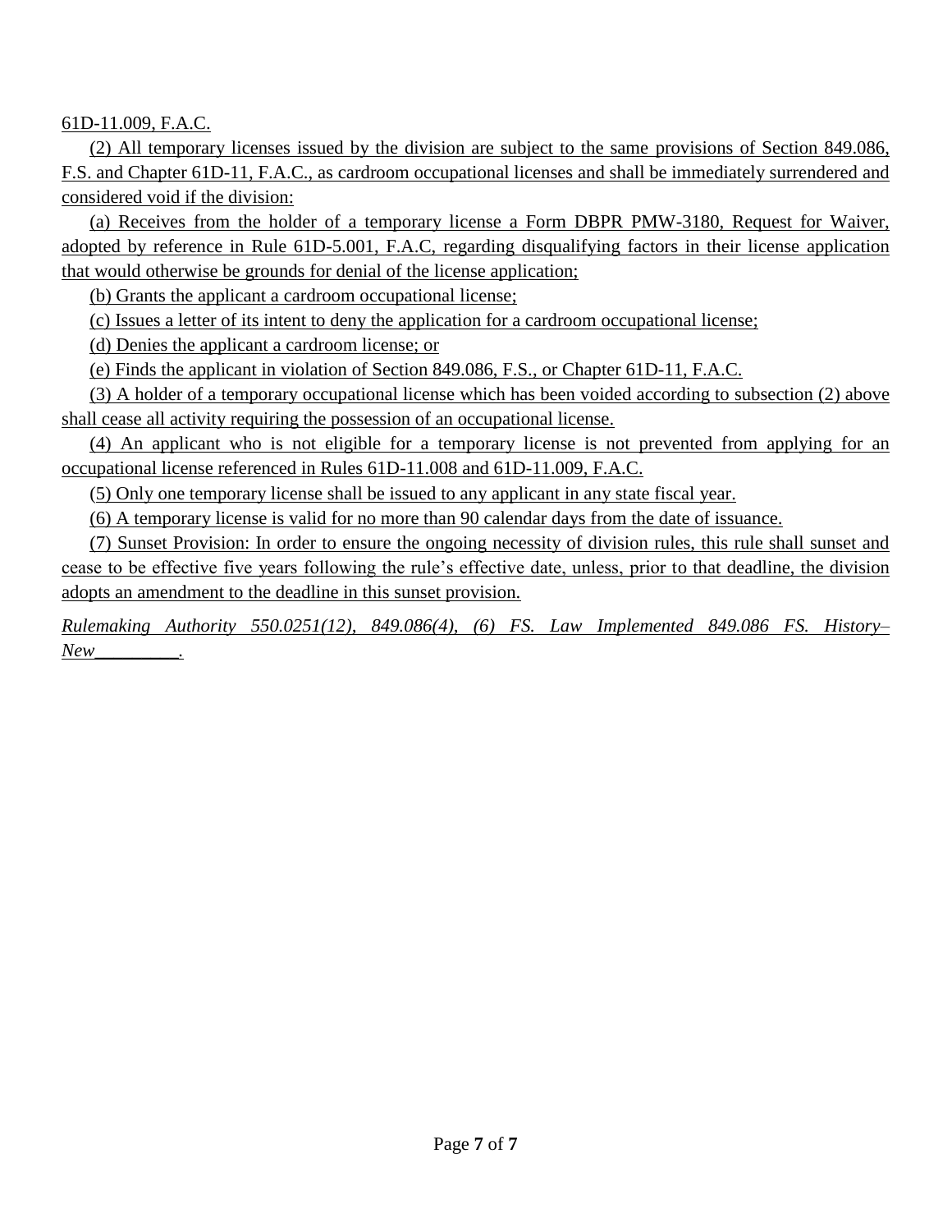61D-11.009, F.A.C.

(2) All temporary licenses issued by the division are subject to the same provisions of Section 849.086, F.S. and Chapter 61D-11, F.A.C., as cardroom occupational licenses and shall be immediately surrendered and considered void if the division:

(a) Receives from the holder of a temporary license a Form DBPR PMW-3180, Request for Waiver, adopted by reference in Rule 61D-5.001, F.A.C, regarding disqualifying factors in their license application that would otherwise be grounds for denial of the license application;

(b) Grants the applicant a cardroom occupational license;

(c) Issues a letter of its intent to deny the application for a cardroom occupational license;

(d) Denies the applicant a cardroom license; or

(e) Finds the applicant in violation of Section 849.086, F.S., or Chapter 61D-11, F.A.C.

(3) A holder of a temporary occupational license which has been voided according to subsection (2) above shall cease all activity requiring the possession of an occupational license.

(4) An applicant who is not eligible for a temporary license is not prevented from applying for an occupational license referenced in Rules 61D-11.008 and 61D-11.009, F.A.C.

(5) Only one temporary license shall be issued to any applicant in any state fiscal year.

(6) A temporary license is valid for no more than 90 calendar days from the date of issuance.

(7) Sunset Provision: In order to ensure the ongoing necessity of division rules, this rule shall sunset and cease to be effective five years following the rule's effective date, unless, prior to that deadline, the division adopts an amendment to the deadline in this sunset provision.

*Rulemaking Authority 550.0251(12), 849.086(4), (6) FS. Law Implemented 849.086 FS. History–New_________.*